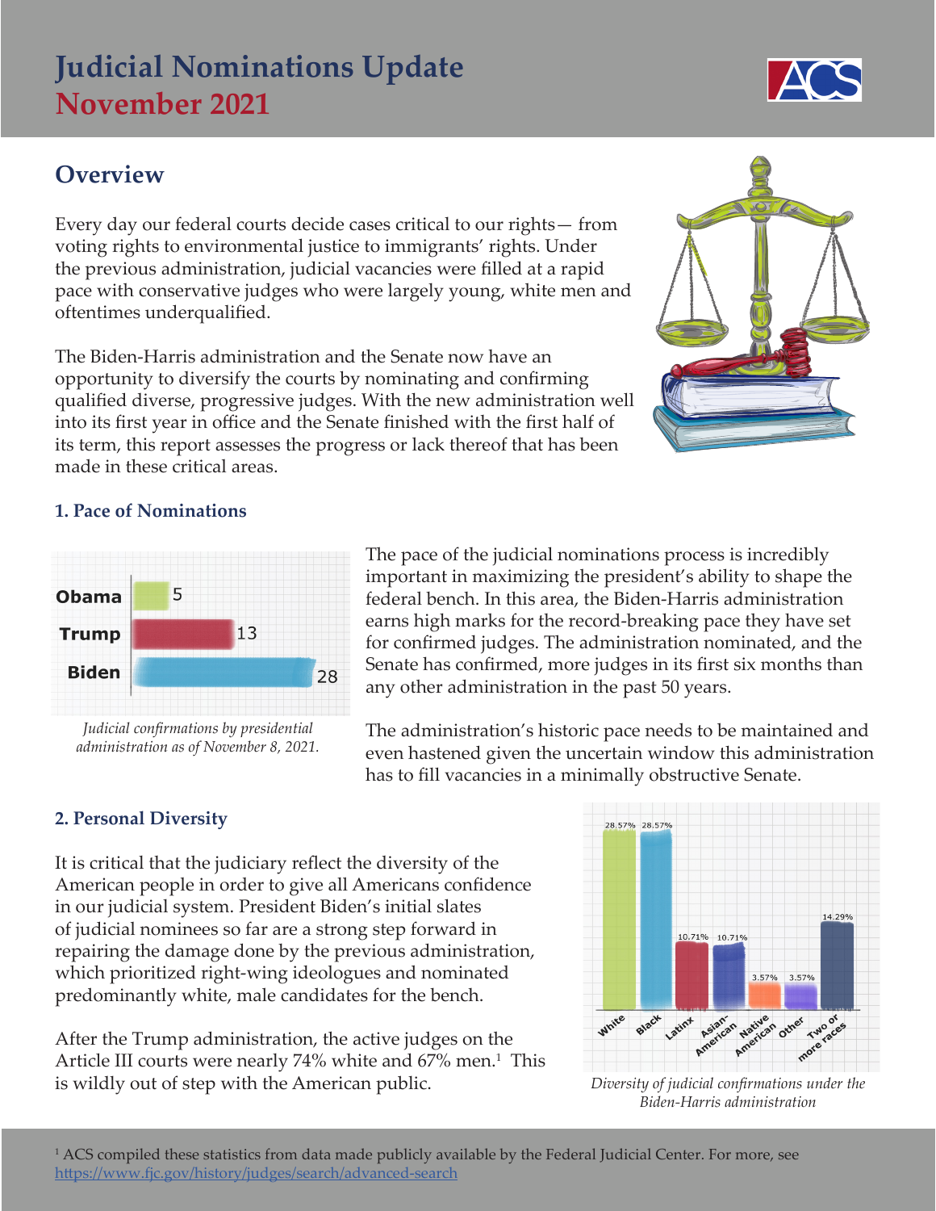# Judicial Nominations Update
## November 2021

## Overview

Every day our federal courts decide cases critical to our rights— from voting rights to environmental justice to immigrants' rights. Under the previous administration, judicial vacancies were filled at a rapid pace with conservative judges who were largely young, white men and oftentimes underqualified.

The Biden-Harris administration and the Senate now have an opportunity to diversify the courts by nominating and confirming qualified diverse, progressive judges. With the new administration well into its first year in office and the Senate finished with the first half of its term, this report assesses the progress or lack thereof that has been made in these critical areas.

### 1. Pace of Nominations

| Administration | Judicial confirmations |
|---|---|
| Obama | 5 |
| Trump | 13 |
| Biden | 28 |

*Judicial confirmations by presidential administration as of November 8, 2021.*

The pace of the judicial nominations process is incredibly important in maximizing the president's ability to shape the federal bench. In this area, the Biden-Harris administration earns high marks for the record-breaking pace they have set for confirmed judges. The administration nominated, and the Senate has confirmed, more judges in its first six months than any other administration in the past 50 years.

The administration's historic pace needs to be maintained and even hastened given the uncertain window this administration has to fill vacancies in a minimally obstructive Senate.

### 2. Personal Diversity

It is critical that the judiciary reflect the diversity of the American people in order to give all Americans confidence in our judicial system. President Biden's initial slates of judicial nominees so far are a strong step forward in repairing the damage done by the previous administration, which prioritized right-wing ideologues and nominated predominantly white, male candidates for the bench.

After the Trump administration, the active judges on the Article III courts were nearly 74% white and 67% men.[1] This is wildly out of step with the American public.

| Race/Ethnicity | Percentage |
|---|---|
| White | 28.57% |
| Black | 28.57% |
| Latinx | 10.71% |
| Asian-American | 10.71% |
| Native American | 3.57% |
| Other | 3.57% |
| Two or more races | 14.29% |

*Diversity of judicial confirmations under the Biden-Harris administration*

---

[1] ACS compiled these statistics from data made publicly available by the Federal Judicial Center. For more, see https://www.fjc.gov/history/judges/search/advanced-search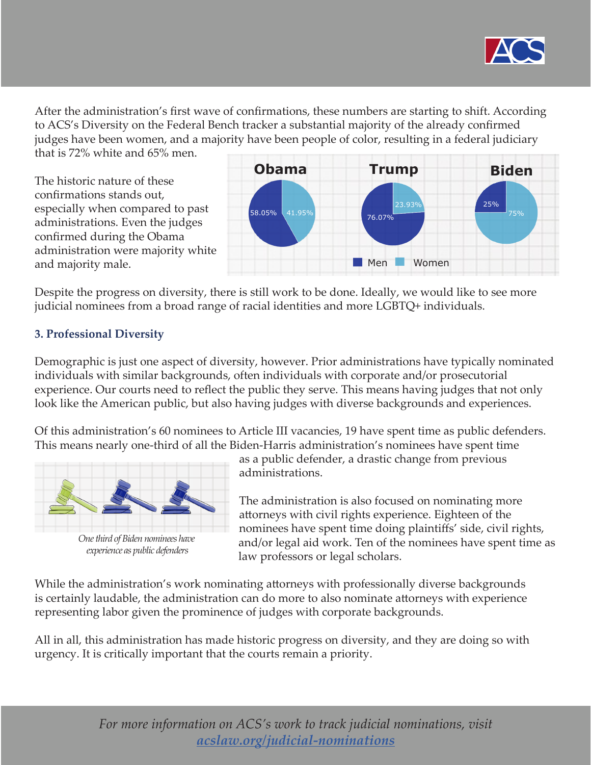After the administration's first wave of confirmations, these numbers are starting to shift. According to ACS's Diversity on the Federal Bench tracker a substantial majority of the already confirmed judges have been women, and a majority have been people of color, resulting in a federal judiciary that is 72% white and 65% men.

The historic nature of these confirmations stands out, especially when compared to past administrations. Even the judges confirmed during the Obama administration were majority white and majority male.

Despite the progress on diversity, there is still work to be done. Ideally, we would like to see more judicial nominees from a broad range of racial identities and more LGBTQ+ individuals.

### 3. Professional Diversity

Demographic is just one aspect of diversity, however. Prior administrations have typically nominated individuals with similar backgrounds, often individuals with corporate and/or prosecutorial experience. Our courts need to reflect the public they serve. This means having judges that not only look like the American public, but also having judges with diverse backgrounds and experiences.

Of this administration's 60 nominees to Article III vacancies, 19 have spent time as public defenders. This means nearly one-third of all the Biden-Harris administration's nominees have spent time as a public defender, a drastic change from previous administrations.

*One third of Biden nominees have experience as public defenders*

The administration is also focused on nominating more attorneys with civil rights experience. Eighteen of the nominees have spent time doing plaintiffs' side, civil rights, and/or legal aid work. Ten of the nominees have spent time as law professors or legal scholars.

While the administration's work nominating attorneys with professionally diverse backgrounds is certainly laudable, the administration can do more to also nominate attorneys with experience representing labor given the prominence of judges with corporate backgrounds.

All in all, this administration has made historic progress on diversity, and they are doing so with urgency. It is critically important that the courts remain a priority.

*For more information on ACS's work to track judicial nominations, visit* ***acslaw.org/judicial-nominations***